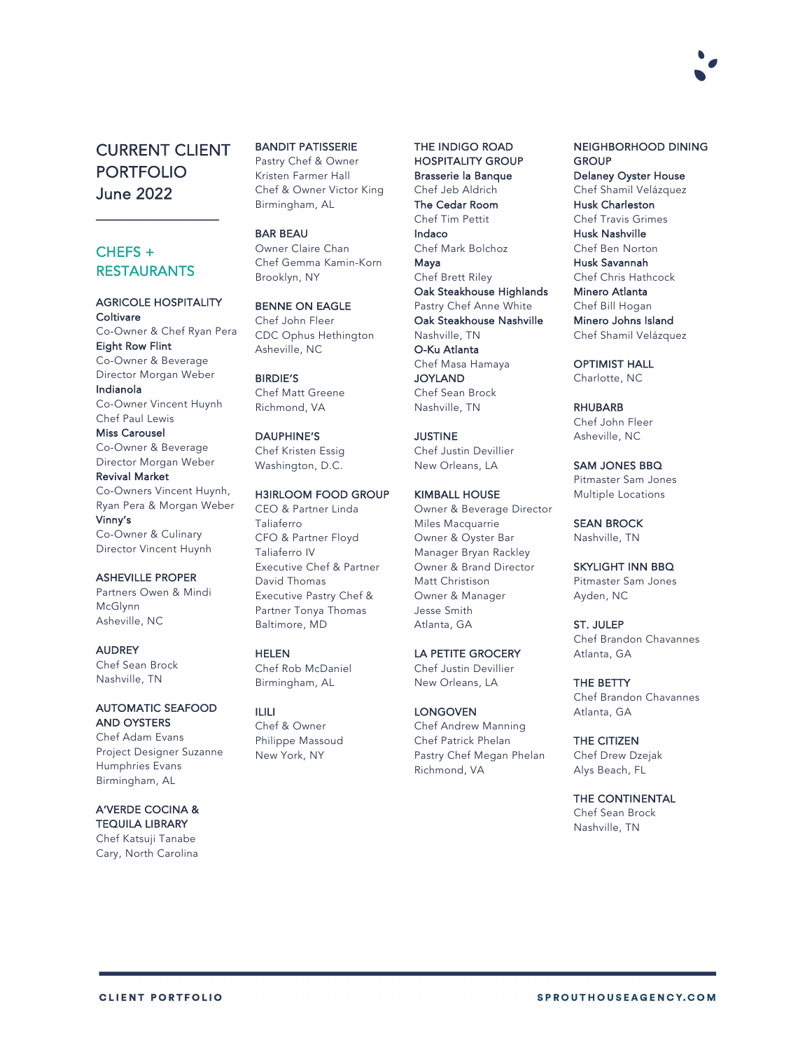# CURRENT CLIENT PORTFOLIO
June 2022

## CHEFS + RESTAURANTS

### AGRICOLE HOSPITALITY

**Coltivare**
Co-Owner & Chef Ryan Pera

**Eight Row Flint**
Co-Owner & Beverage Director Morgan Weber

**Indianola**
Co-Owner Vincent Huynh
Chef Paul Lewis

**Miss Carousel**
Co-Owner & Beverage Director Morgan Weber

**Revival Market**
Co-Owners Vincent Huynh, Ryan Pera & Morgan Weber

**Vinny's**
Co-Owner & Culinary Director Vincent Huynh

### ASHEVILLE PROPER
Partners Owen & Mindi McGlynn
Asheville, NC

### AUDREY
Chef Sean Brock
Nashville, TN

### AUTOMATIC SEAFOOD AND OYSTERS
Chef Adam Evans
Project Designer Suzanne Humphries Evans
Birmingham, AL

### A'VERDE COCINA & TEQUILA LIBRARY
Chef Katsuji Tanabe
Cary, North Carolina

### BANDIT PATISSERIE
Pastry Chef & Owner Kristen Farmer Hall
Chef & Owner Victor King
Birmingham, AL

### BAR BEAU
Owner Claire Chan
Chef Gemma Kamin-Korn
Brooklyn, NY

### BENNE ON EAGLE
Chef John Fleer
CDC Ophus Hethington
Asheville, NC

### BIRDIE'S
Chef Matt Greene
Richmond, VA

### DAUPHINE'S
Chef Kristen Essig
Washington, D.C.

### H3IRLOOM FOOD GROUP
CEO & Partner Linda Taliaferro
CFO & Partner Floyd Taliaferro IV
Executive Chef & Partner David Thomas
Executive Pastry Chef & Partner Tonya Thomas
Baltimore, MD

### HELEN
Chef Rob McDaniel
Birmingham, AL

### ILILI
Chef & Owner Philippe Massoud
New York, NY

### THE INDIGO ROAD HOSPITALITY GROUP

**Brasserie la Banque**
Chef Jeb Aldrich

**The Cedar Room**
Chef Tim Pettit

**Indaco**
Chef Mark Bolchoz

**Maya**
Chef Brett Riley

**Oak Steakhouse Highlands**
Pastry Chef Anne White

**Oak Steakhouse Nashville**
Nashville, TN

**O-Ku Atlanta**
Chef Masa Hamaya

**JOYLAND**
Chef Sean Brock
Nashville, TN

### JUSTINE
Chef Justin Devillier
New Orleans, LA

### KIMBALL HOUSE
Owner & Beverage Director Miles Macquarrie
Owner & Oyster Bar Manager Bryan Rackley
Owner & Brand Director Matt Christison
Owner & Manager Jesse Smith
Atlanta, GA

### LA PETITE GROCERY
Chef Justin Devillier
New Orleans, LA

### LONGOVEN
Chef Andrew Manning
Chef Patrick Phelan
Pastry Chef Megan Phelan
Richmond, VA

### NEIGHBORHOOD DINING GROUP

**Delaney Oyster House**
Chef Shamil Velázquez

**Husk Charleston**
Chef Travis Grimes

**Husk Nashville**
Chef Ben Norton

**Husk Savannah**
Chef Chris Hathcock

**Minero Atlanta**
Chef Bill Hogan

**Minero Johns Island**
Chef Shamil Velázquez

### OPTIMIST HALL
Charlotte, NC

### RHUBARB
Chef John Fleer
Asheville, NC

### SAM JONES BBQ
Pitmaster Sam Jones
Multiple Locations

### SEAN BROCK
Nashville, TN

### SKYLIGHT INN BBQ
Pitmaster Sam Jones
Ayden, NC

### ST. JULEP
Chef Brandon Chavannes
Atlanta, GA

### THE BETTY
Chef Brandon Chavannes
Atlanta, GA

### THE CITIZEN
Chef Drew Dzejak
Alys Beach, FL

### THE CONTINENTAL
Chef Sean Brock
Nashville, TN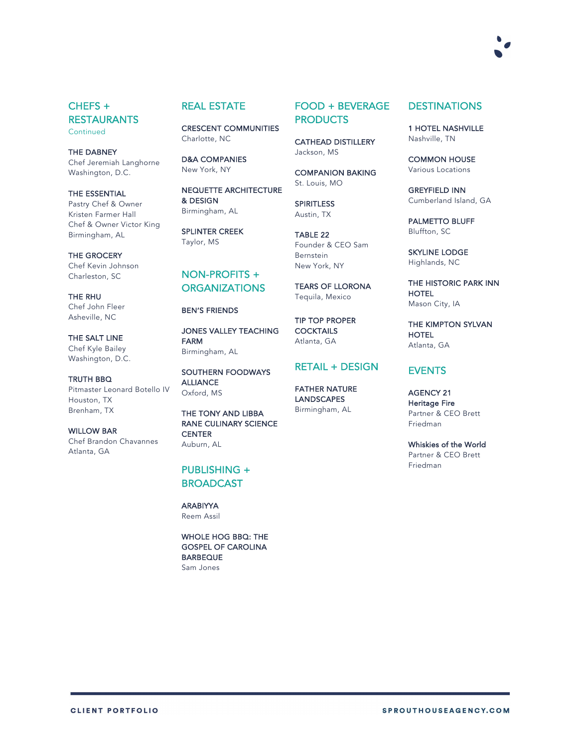## CHEFS + RESTAURANTS

Continued

**THE DABNEY**
Chef Jeremiah Langhorne
Washington, D.C.

**THE ESSENTIAL**
Pastry Chef & Owner
Kristen Farmer Hall
Chef & Owner Victor King
Birmingham, AL

**THE GROCERY**
Chef Kevin Johnson
Charleston, SC

**THE RHU**
Chef John Fleer
Asheville, NC

**THE SALT LINE**
Chef Kyle Bailey
Washington, D.C.

**TRUTH BBQ**
Pitmaster Leonard Botello IV
Houston, TX
Brenham, TX

**WILLOW BAR**
Chef Brandon Chavannes
Atlanta, GA

## REAL ESTATE

**CRESCENT COMMUNITIES**
Charlotte, NC

**D&A COMPANIES**
New York, NY

**NEQUETTE ARCHITECTURE & DESIGN**
Birmingham, AL

**SPLINTER CREEK**
Taylor, MS

## NON-PROFITS + ORGANIZATIONS

**BEN'S FRIENDS**

**JONES VALLEY TEACHING FARM**
Birmingham, AL

**SOUTHERN FOODWAYS ALLIANCE**
Oxford, MS

**THE TONY AND LIBBA RANE CULINARY SCIENCE CENTER**
Auburn, AL

## PUBLISHING + BROADCAST

**ARABIYYA**
Reem Assil

**WHOLE HOG BBQ: THE GOSPEL OF CAROLINA BARBEQUE**
Sam Jones

## FOOD + BEVERAGE PRODUCTS

**CATHEAD DISTILLERY**
Jackson, MS

**COMPANION BAKING**
St. Louis, MO

**SPIRITLESS**
Austin, TX

**TABLE 22**
Founder & CEO Sam Bernstein
New York, NY

**TEARS OF LLORONA**
Tequila, Mexico

**TIP TOP PROPER COCKTAILS**
Atlanta, GA

## RETAIL + DESIGN

**FATHER NATURE LANDSCAPES**
Birmingham, AL

## DESTINATIONS

**1 HOTEL NASHVILLE**
Nashville, TN

**COMMON HOUSE**
Various Locations

**GREYFIELD INN**
Cumberland Island, GA

**PALMETTO BLUFF**
Bluffton, SC

**SKYLINE LODGE**
Highlands, NC

**THE HISTORIC PARK INN HOTEL**
Mason City, IA

**THE KIMPTON SYLVAN HOTEL**
Atlanta, GA

## EVENTS

**AGENCY 21**
**Heritage Fire**
Partner & CEO Brett Friedman

**Whiskies of the World**
Partner & CEO Brett Friedman